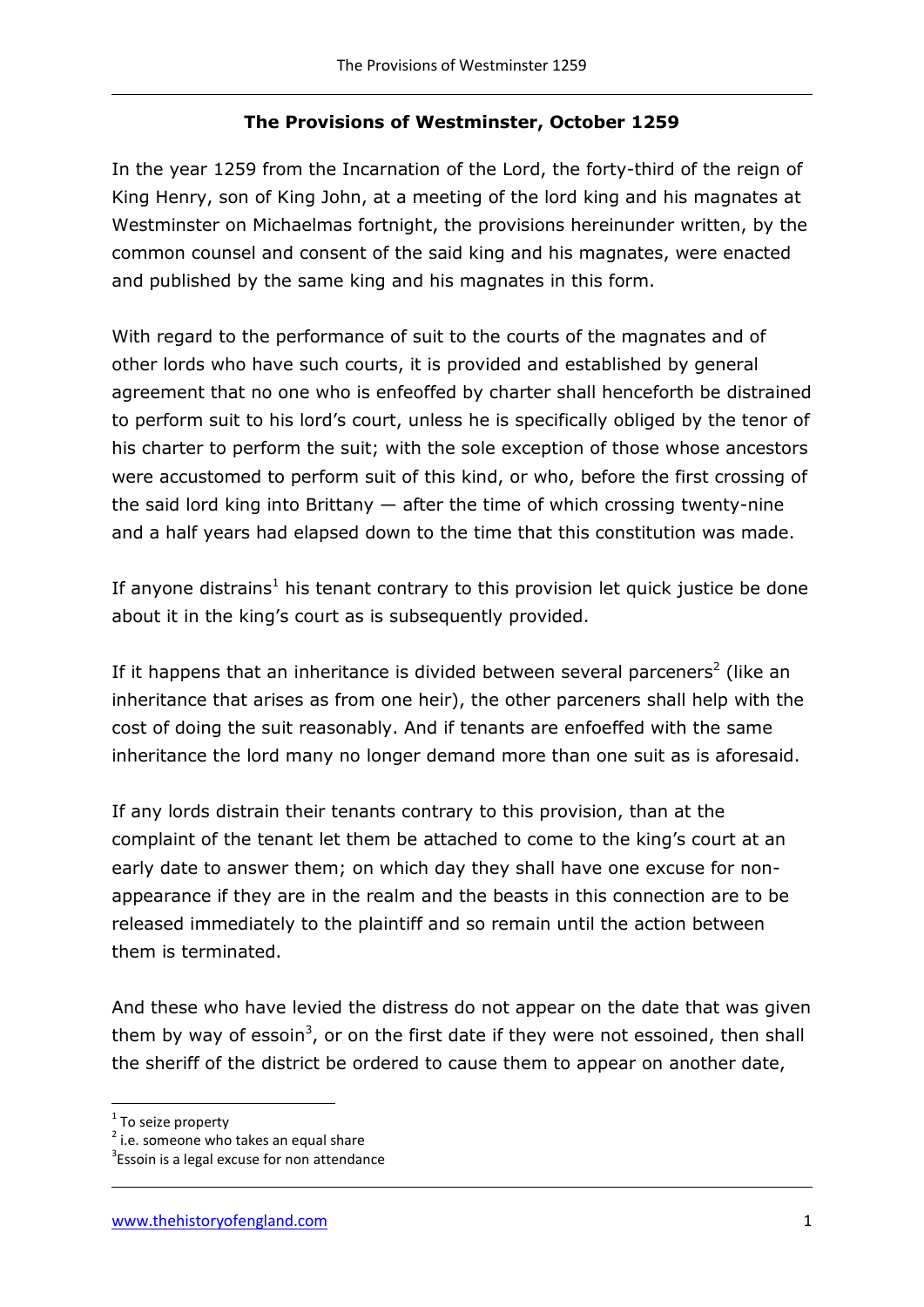## The Provisions of Westminster, October 1259

In the year 1259 from the Incarnation of the Lord, the forty-third of the reign of King Henry, son of King John, at a meeting of the lord king and his magnates at Westminster on Michaelmas fortnight, the provisions hereinunder written, by the common counsel and consent of the said king and his magnates, were enacted and published by the same king and his magnates in this form.

With regard to the performance of suit to the courts of the magnates and of other lords who have such courts, it is provided and established by general agreement that no one who is enfeoffed by charter shall henceforth be distrained to perform suit to his lord's court, unless he is specifically obliged by the tenor of his charter to perform the suit; with the sole exception of those whose ancestors were accustomed to perform suit of this kind, or who, before the first crossing of the said lord king into Brittany — after the time of which crossing twenty-nine and a half years had elapsed down to the time that this constitution was made.

If anyone distrains[1] his tenant contrary to this provision let quick justice be done about it in the king's court as is subsequently provided.

If it happens that an inheritance is divided between several parceners[2] (like an inheritance that arises as from one heir), the other parceners shall help with the cost of doing the suit reasonably. And if tenants are enfoeffed with the same inheritance the lord many no longer demand more than one suit as is aforesaid.

If any lords distrain their tenants contrary to this provision, than at the complaint of the tenant let them be attached to come to the king's court at an early date to answer them; on which day they shall have one excuse for non-appearance if they are in the realm and the beasts in this connection are to be released immediately to the plaintiff and so remain until the action between them is terminated.

And these who have levied the distress do not appear on the date that was given them by way of essoin[3], or on the first date if they were not essoined, then shall the sheriff of the district be ordered to cause them to appear on another date,

---

[1] To seize property

[2] i.e. someone who takes an equal share

[3] Essoin is a legal excuse for non attendance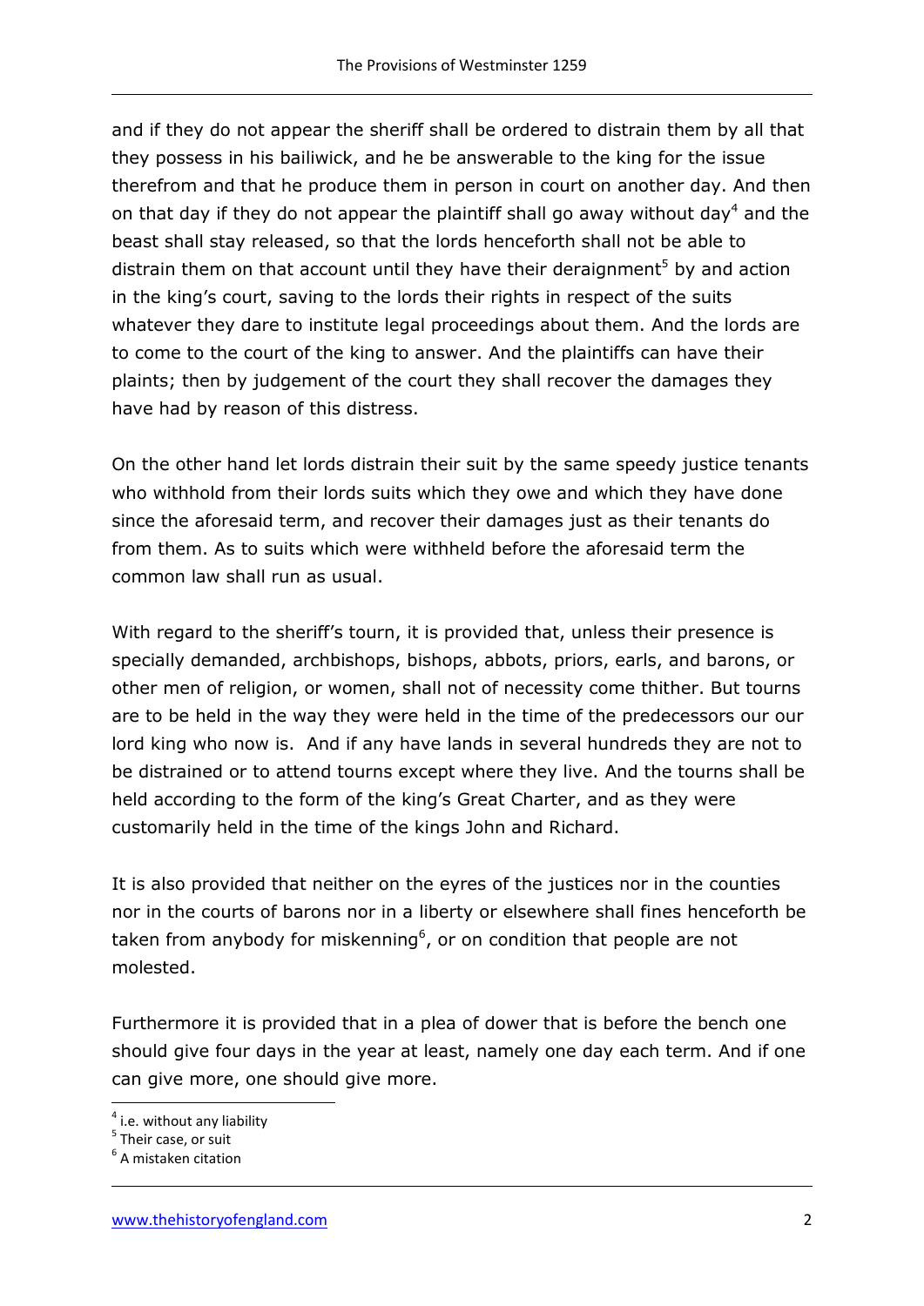and if they do not appear the sheriff shall be ordered to distrain them by all that they possess in his bailiwick, and he be answerable to the king for the issue therefrom and that he produce them in person in court on another day. And then on that day if they do not appear the plaintiff shall go away without day[4] and the beast shall stay released, so that the lords henceforth shall not be able to distrain them on that account until they have their deraignment[5] by and action in the king's court, saving to the lords their rights in respect of the suits whatever they dare to institute legal proceedings about them. And the lords are to come to the court of the king to answer. And the plaintiffs can have their plaints; then by judgement of the court they shall recover the damages they have had by reason of this distress.

On the other hand let lords distrain their suit by the same speedy justice tenants who withhold from their lords suits which they owe and which they have done since the aforesaid term, and recover their damages just as their tenants do from them. As to suits which were withheld before the aforesaid term the common law shall run as usual.

With regard to the sheriff's tourn, it is provided that, unless their presence is specially demanded, archbishops, bishops, abbots, priors, earls, and barons, or other men of religion, or women, shall not of necessity come thither. But tourns are to be held in the way they were held in the time of the predecessors our our lord king who now is. And if any have lands in several hundreds they are not to be distrained or to attend tourns except where they live. And the tourns shall be held according to the form of the king's Great Charter, and as they were customarily held in the time of the kings John and Richard.

It is also provided that neither on the eyres of the justices nor in the counties nor in the courts of barons nor in a liberty or elsewhere shall fines henceforth be taken from anybody for miskenning[6], or on condition that people are not molested.

Furthermore it is provided that in a plea of dower that is before the bench one should give four days in the year at least, namely one day each term. And if one can give more, one should give more.

[4] i.e. without any liability
[5] Their case, or suit
[6] A mistaken citation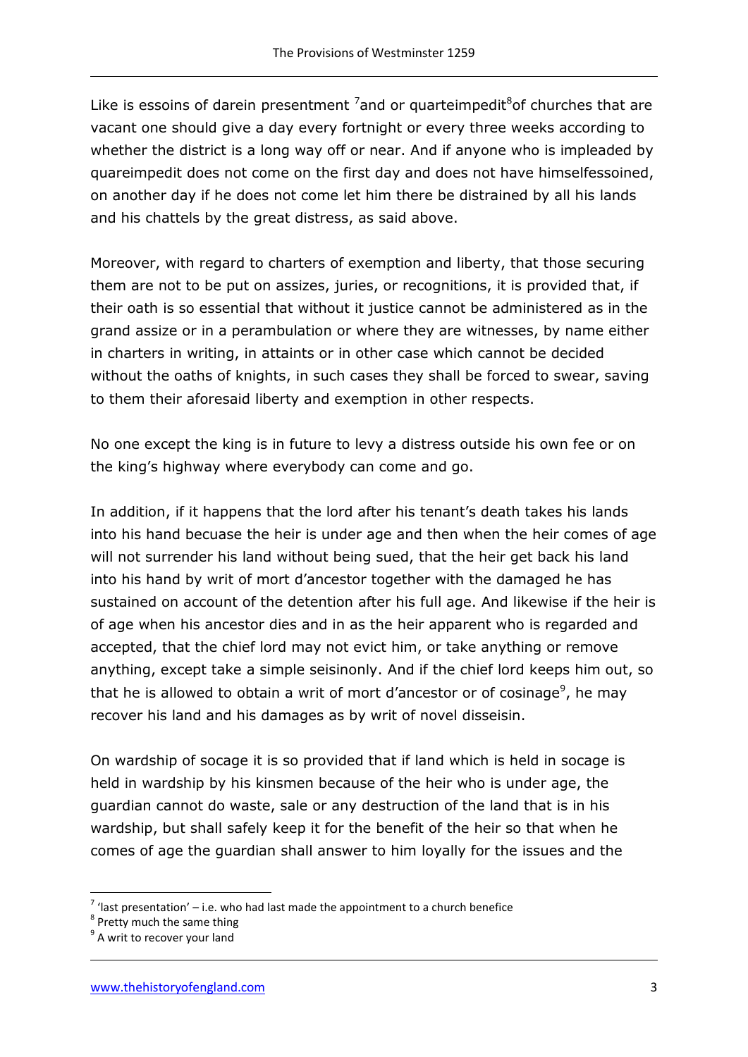Like is essoins of darein presentment [7]and or quarteimpedit[8]of churches that are vacant one should give a day every fortnight or every three weeks according to whether the district is a long way off or near. And if anyone who is impleaded by quareimpedit does not come on the first day and does not have himselfessoined, on another day if he does not come let him there be distrained by all his lands and his chattels by the great distress, as said above.

Moreover, with regard to charters of exemption and liberty, that those securing them are not to be put on assizes, juries, or recognitions, it is provided that, if their oath is so essential that without it justice cannot be administered as in the grand assize or in a perambulation or where they are witnesses, by name either in charters in writing, in attaints or in other case which cannot be decided without the oaths of knights, in such cases they shall be forced to swear, saving to them their aforesaid liberty and exemption in other respects.

No one except the king is in future to levy a distress outside his own fee or on the king's highway where everybody can come and go.

In addition, if it happens that the lord after his tenant's death takes his lands into his hand becuase the heir is under age and then when the heir comes of age will not surrender his land without being sued, that the heir get back his land into his hand by writ of mort d'ancestor together with the damaged he has sustained on account of the detention after his full age. And likewise if the heir is of age when his ancestor dies and in as the heir apparent who is regarded and accepted, that the chief lord may not evict him, or take anything or remove anything, except take a simple seisinonly. And if the chief lord keeps him out, so that he is allowed to obtain a writ of mort d'ancestor or of cosinage[9], he may recover his land and his damages as by writ of novel disseisin.

On wardship of socage it is so provided that if land which is held in socage is held in wardship by his kinsmen because of the heir who is under age, the guardian cannot do waste, sale or any destruction of the land that is in his wardship, but shall safely keep it for the benefit of the heir so that when he comes of age the guardian shall answer to him loyally for the issues and the

---

[7] 'last presentation' – i.e. who had last made the appointment to a church benefice

[8] Pretty much the same thing

[9] A writ to recover your land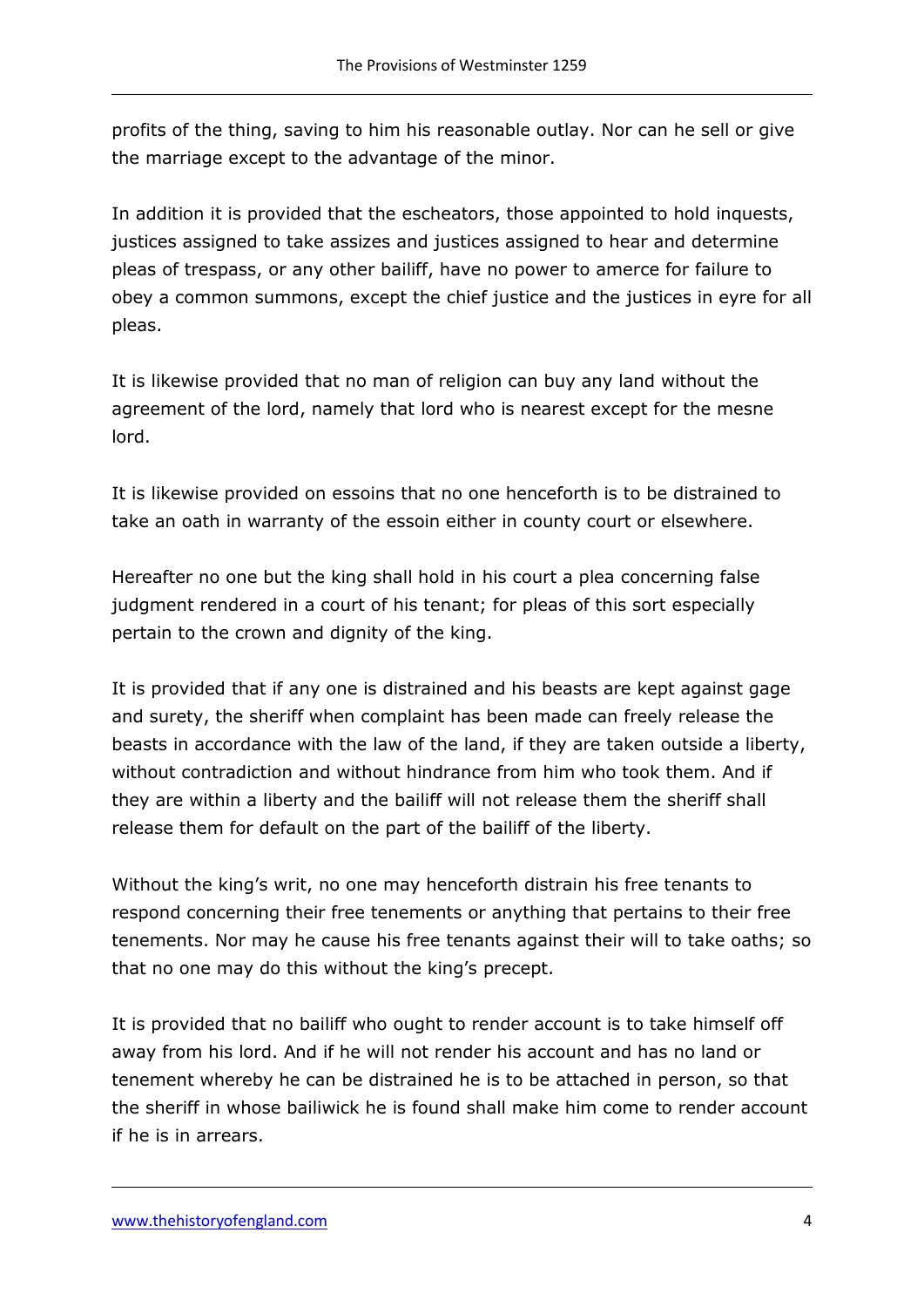profits of the thing, saving to him his reasonable outlay. Nor can he sell or give the marriage except to the advantage of the minor.

In addition it is provided that the escheators, those appointed to hold inquests, justices assigned to take assizes and justices assigned to hear and determine pleas of trespass, or any other bailiff, have no power to amerce for failure to obey a common summons, except the chief justice and the justices in eyre for all pleas.

It is likewise provided that no man of religion can buy any land without the agreement of the lord, namely that lord who is nearest except for the mesne lord.

It is likewise provided on essoins that no one henceforth is to be distrained to take an oath in warranty of the essoin either in county court or elsewhere.

Hereafter no one but the king shall hold in his court a plea concerning false judgment rendered in a court of his tenant; for pleas of this sort especially pertain to the crown and dignity of the king.

It is provided that if any one is distrained and his beasts are kept against gage and surety, the sheriff when complaint has been made can freely release the beasts in accordance with the law of the land, if they are taken outside a liberty, without contradiction and without hindrance from him who took them. And if they are within a liberty and the bailiff will not release them the sheriff shall release them for default on the part of the bailiff of the liberty.

Without the king's writ, no one may henceforth distrain his free tenants to respond concerning their free tenements or anything that pertains to their free tenements. Nor may he cause his free tenants against their will to take oaths; so that no one may do this without the king's precept.

It is provided that no bailiff who ought to render account is to take himself off away from his lord. And if he will not render his account and has no land or tenement whereby he can be distrained he is to be attached in person, so that the sheriff in whose bailiwick he is found shall make him come to render account if he is in arrears.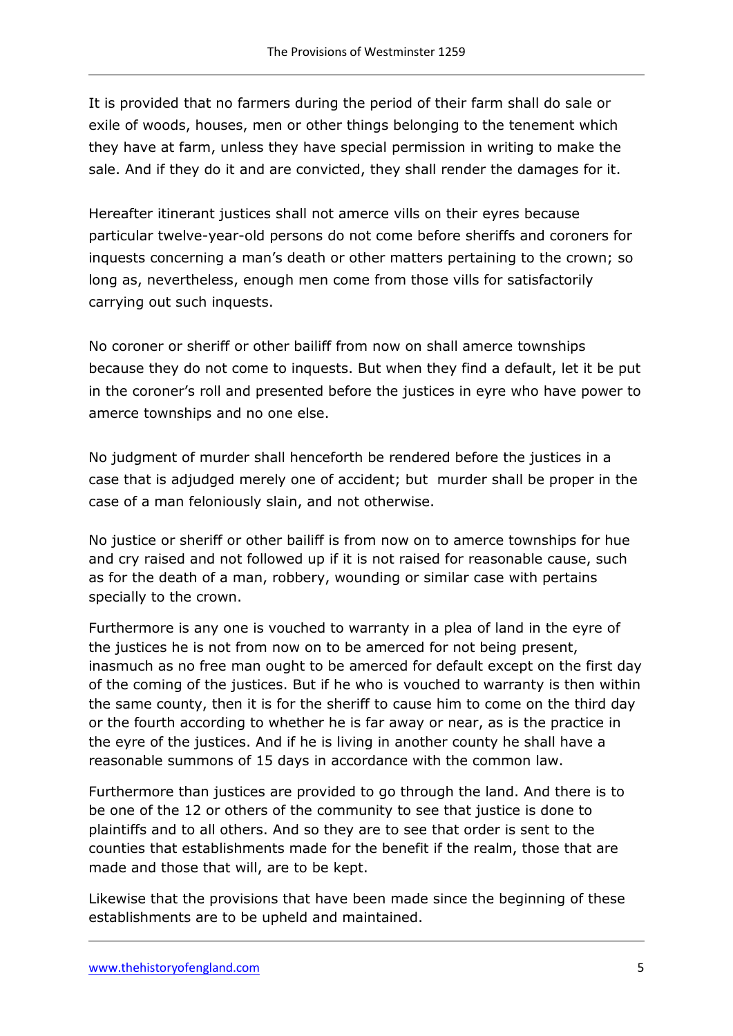It is provided that no farmers during the period of their farm shall do sale or exile of woods, houses, men or other things belonging to the tenement which they have at farm, unless they have special permission in writing to make the sale. And if they do it and are convicted, they shall render the damages for it.

Hereafter itinerant justices shall not amerce vills on their eyres because particular twelve-year-old persons do not come before sheriffs and coroners for inquests concerning a man's death or other matters pertaining to the crown; so long as, nevertheless, enough men come from those vills for satisfactorily carrying out such inquests.

No coroner or sheriff or other bailiff from now on shall amerce townships because they do not come to inquests. But when they find a default, let it be put in the coroner's roll and presented before the justices in eyre who have power to amerce townships and no one else.

No judgment of murder shall henceforth be rendered before the justices in a case that is adjudged merely one of accident; but murder shall be proper in the case of a man feloniously slain, and not otherwise.

No justice or sheriff or other bailiff is from now on to amerce townships for hue and cry raised and not followed up if it is not raised for reasonable cause, such as for the death of a man, robbery, wounding or similar case with pertains specially to the crown.

Furthermore is any one is vouched to warranty in a plea of land in the eyre of the justices he is not from now on to be amerced for not being present, inasmuch as no free man ought to be amerced for default except on the first day of the coming of the justices. But if he who is vouched to warranty is then within the same county, then it is for the sheriff to cause him to come on the third day or the fourth according to whether he is far away or near, as is the practice in the eyre of the justices. And if he is living in another county he shall have a reasonable summons of 15 days in accordance with the common law.

Furthermore than justices are provided to go through the land. And there is to be one of the 12 or others of the community to see that justice is done to plaintiffs and to all others. And so they are to see that order is sent to the counties that establishments made for the benefit if the realm, those that are made and those that will, are to be kept.

Likewise that the provisions that have been made since the beginning of these establishments are to be upheld and maintained.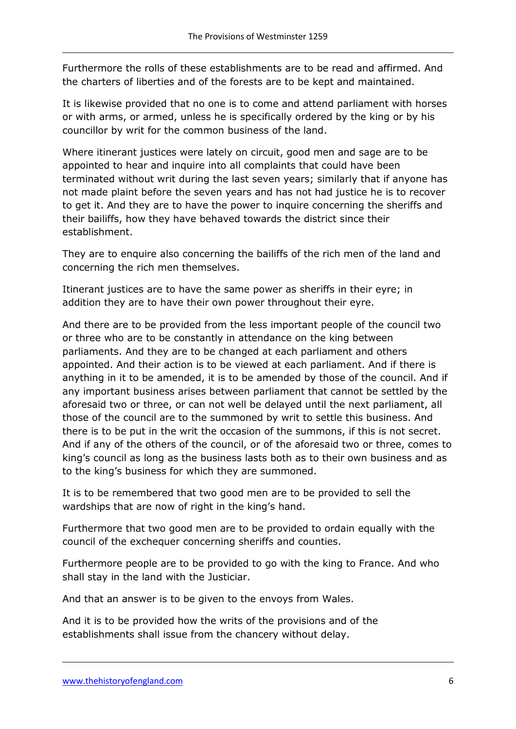Furthermore the rolls of these establishments are to be read and affirmed. And the charters of liberties and of the forests are to be kept and maintained.

It is likewise provided that no one is to come and attend parliament with horses or with arms, or armed, unless he is specifically ordered by the king or by his councillor by writ for the common business of the land.

Where itinerant justices were lately on circuit, good men and sage are to be appointed to hear and inquire into all complaints that could have been terminated without writ during the last seven years; similarly that if anyone has not made plaint before the seven years and has not had justice he is to recover to get it. And they are to have the power to inquire concerning the sheriffs and their bailiffs, how they have behaved towards the district since their establishment.

They are to enquire also concerning the bailiffs of the rich men of the land and concerning the rich men themselves.

Itinerant justices are to have the same power as sheriffs in their eyre; in addition they are to have their own power throughout their eyre.

And there are to be provided from the less important people of the council two or three who are to be constantly in attendance on the king between parliaments. And they are to be changed at each parliament and others appointed. And their action is to be viewed at each parliament. And if there is anything in it to be amended, it is to be amended by those of the council. And if any important business arises between parliament that cannot be settled by the aforesaid two or three, or can not well be delayed until the next parliament, all those of the council are to the summoned by writ to settle this business. And there is to be put in the writ the occasion of the summons, if this is not secret. And if any of the others of the council, or of the aforesaid two or three, comes to king's council as long as the business lasts both as to their own business and as to the king's business for which they are summoned.

It is to be remembered that two good men are to be provided to sell the wardships that are now of right in the king's hand.

Furthermore that two good men are to be provided to ordain equally with the council of the exchequer concerning sheriffs and counties.

Furthermore people are to be provided to go with the king to France. And who shall stay in the land with the Justiciar.

And that an answer is to be given to the envoys from Wales.

And it is to be provided how the writs of the provisions and of the establishments shall issue from the chancery without delay.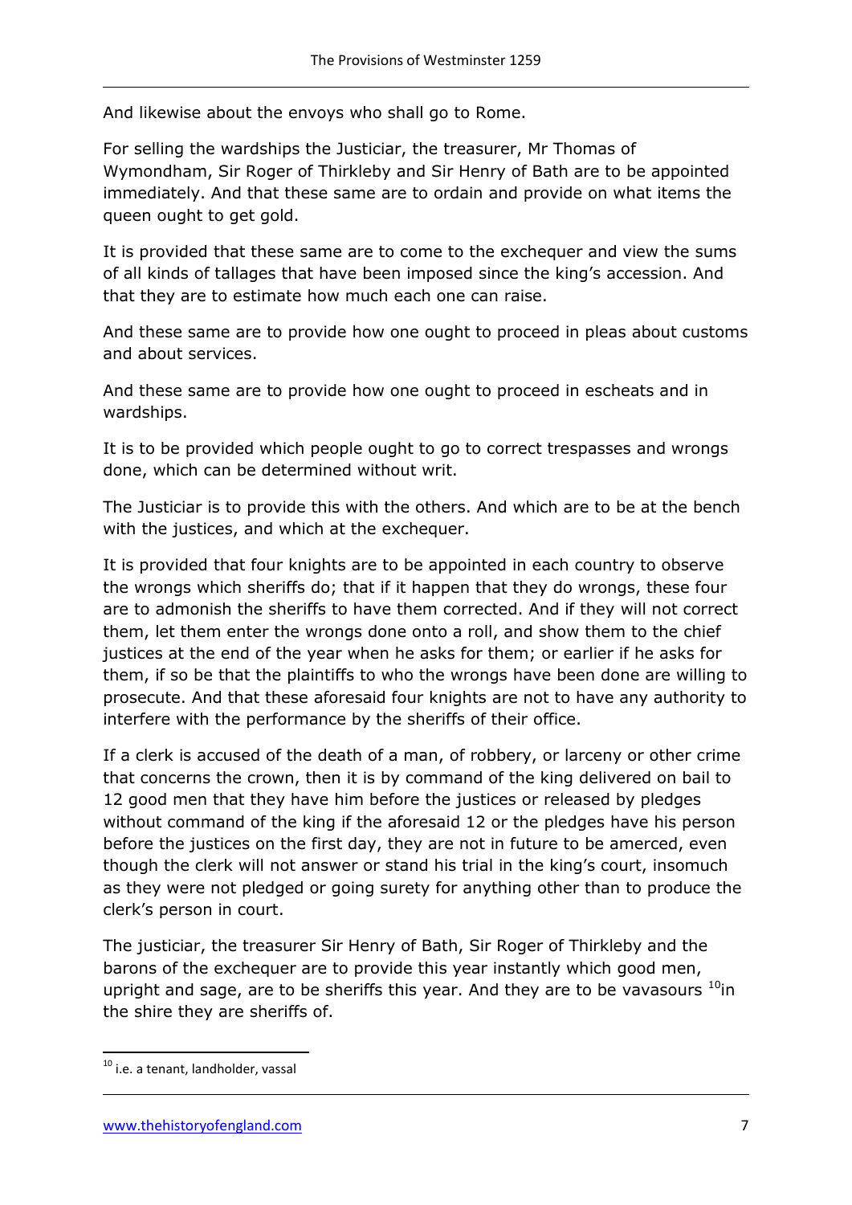And likewise about the envoys who shall go to Rome.

For selling the wardships the Justiciar, the treasurer, Mr Thomas of Wymondham, Sir Roger of Thirkleby and Sir Henry of Bath are to be appointed immediately. And that these same are to ordain and provide on what items the queen ought to get gold.

It is provided that these same are to come to the exchequer and view the sums of all kinds of tallages that have been imposed since the king's accession. And that they are to estimate how much each one can raise.

And these same are to provide how one ought to proceed in pleas about customs and about services.

And these same are to provide how one ought to proceed in escheats and in wardships.

It is to be provided which people ought to go to correct trespasses and wrongs done, which can be determined without writ.

The Justiciar is to provide this with the others. And which are to be at the bench with the justices, and which at the exchequer.

It is provided that four knights are to be appointed in each country to observe the wrongs which sheriffs do; that if it happen that they do wrongs, these four are to admonish the sheriffs to have them corrected. And if they will not correct them, let them enter the wrongs done onto a roll, and show them to the chief justices at the end of the year when he asks for them; or earlier if he asks for them, if so be that the plaintiffs to who the wrongs have been done are willing to prosecute. And that these aforesaid four knights are not to have any authority to interfere with the performance by the sheriffs of their office.

If a clerk is accused of the death of a man, of robbery, or larceny or other crime that concerns the crown, then it is by command of the king delivered on bail to 12 good men that they have him before the justices or released by pledges without command of the king if the aforesaid 12 or the pledges have his person before the justices on the first day, they are not in future to be amerced, even though the clerk will not answer or stand his trial in the king's court, insomuch as they were not pledged or going surety for anything other than to produce the clerk's person in court.

The justiciar, the treasurer Sir Henry of Bath, Sir Roger of Thirkleby and the barons of the exchequer are to provide this year instantly which good men, upright and sage, are to be sheriffs this year. And they are to be vavasours [10] in the shire they are sheriffs of.

[10] i.e. a tenant, landholder, vassal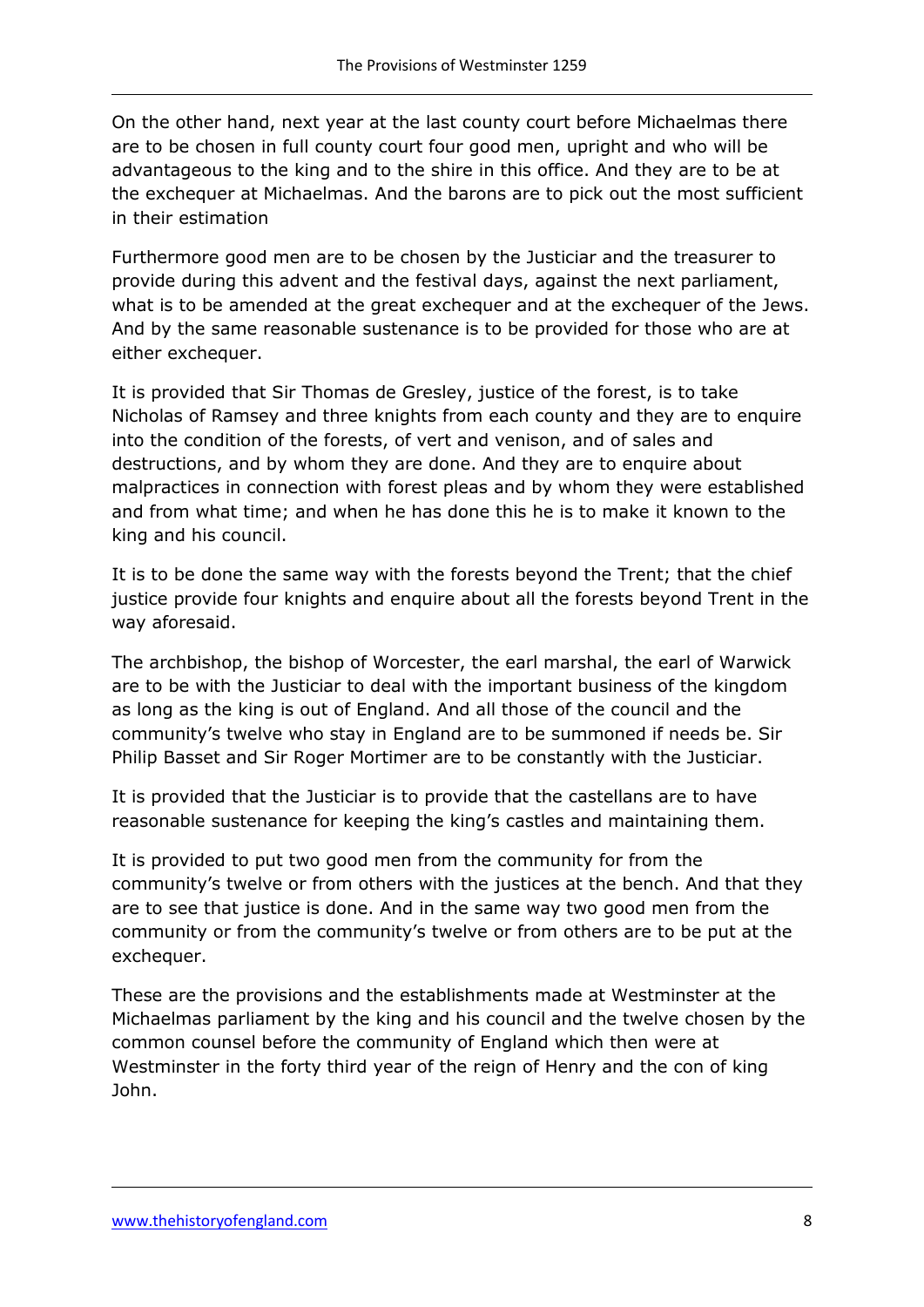On the other hand, next year at the last county court before Michaelmas there are to be chosen in full county court four good men, upright and who will be advantageous to the king and to the shire in this office. And they are to be at the exchequer at Michaelmas. And the barons are to pick out the most sufficient in their estimation

Furthermore good men are to be chosen by the Justiciar and the treasurer to provide during this advent and the festival days, against the next parliament, what is to be amended at the great exchequer and at the exchequer of the Jews. And by the same reasonable sustenance is to be provided for those who are at either exchequer.

It is provided that Sir Thomas de Gresley, justice of the forest, is to take Nicholas of Ramsey and three knights from each county and they are to enquire into the condition of the forests, of vert and venison, and of sales and destructions, and by whom they are done. And they are to enquire about malpractices in connection with forest pleas and by whom they were established and from what time; and when he has done this he is to make it known to the king and his council.

It is to be done the same way with the forests beyond the Trent; that the chief justice provide four knights and enquire about all the forests beyond Trent in the way aforesaid.

The archbishop, the bishop of Worcester, the earl marshal, the earl of Warwick are to be with the Justiciar to deal with the important business of the kingdom as long as the king is out of England. And all those of the council and the community's twelve who stay in England are to be summoned if needs be. Sir Philip Basset and Sir Roger Mortimer are to be constantly with the Justiciar.

It is provided that the Justiciar is to provide that the castellans are to have reasonable sustenance for keeping the king's castles and maintaining them.

It is provided to put two good men from the community for from the community's twelve or from others with the justices at the bench. And that they are to see that justice is done. And in the same way two good men from the community or from the community's twelve or from others are to be put at the exchequer.

These are the provisions and the establishments made at Westminster at the Michaelmas parliament by the king and his council and the twelve chosen by the common counsel before the community of England which then were at Westminster in the forty third year of the reign of Henry and the con of king John.